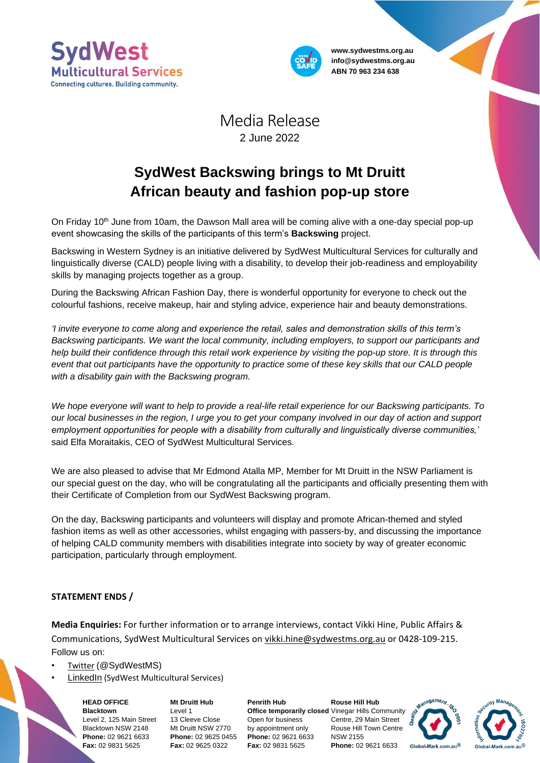**SydWest Multicultural Services**
Connecting cultures. Building community.

www.sydwestms.org.au
info@sydwestms.org.au
ABN 70 963 234 638

# Media Release

2 June 2022

## SydWest Backswing brings to Mt Druitt African beauty and fashion pop-up store

On Friday 10th June from 10am, the Dawson Mall area will be coming alive with a one-day special pop-up event showcasing the skills of the participants of this term's **Backswing** project.

Backswing in Western Sydney is an initiative delivered by SydWest Multicultural Services for culturally and linguistically diverse (CALD) people living with a disability, to develop their job-readiness and employability skills by managing projects together as a group.

During the Backswing African Fashion Day, there is wonderful opportunity for everyone to check out the colourful fashions, receive makeup, hair and styling advice, experience hair and beauty demonstrations.

*'I invite everyone to come along and experience the retail, sales and demonstration skills of this term's Backswing participants. We want the local community, including employers, to support our participants and help build their confidence through this retail work experience by visiting the pop-up store. It is through this event that out participants have the opportunity to practice some of these key skills that our CALD people with a disability gain with the Backswing program.*

*We hope everyone will want to help to provide a real-life retail experience for our Backswing participants. To our local businesses in the region, I urge you to get your company involved in our day of action and support employment opportunities for people with a disability from culturally and linguistically diverse communities,'* said Elfa Moraitakis, CEO of SydWest Multicultural Services.

We are also pleased to advise that Mr Edmond Atalla MP, Member for Mt Druitt in the NSW Parliament is our special guest on the day, who will be congratulating all the participants and officially presenting them with their Certificate of Completion from our SydWest Backswing program.

On the day, Backswing participants and volunteers will display and promote African-themed and styled fashion items as well as other accessories, whilst engaging with passers-by, and discussing the importance of helping CALD community members with disabilities integrate into society by way of greater economic participation, particularly through employment.

**STATEMENT ENDS /**

**Media Enquiries:** For further information or to arrange interviews, contact Vikki Hine, Public Affairs & Communications, SydWest Multicultural Services on vikki.hine@sydwestms.org.au or 0428-109-215.

Follow us on:

- Twitter (@SydWestMS)
- LinkedIn (SydWest Multicultural Services)

**HEAD OFFICE**
**Blacktown**
Level 2, 125 Main Street
Blacktown NSW 2148
**Phone:** 02 9621 6633
**Fax:** 02 9831 5625

**Mt Druitt Hub**
Level 1
13 Cleeve Close
Mt Druitt NSW 2770
**Phone:** 02 9625 0455
**Fax:** 02 9625 0322

**Penrith Hub**
**Office temporarily closed**
Open for business
by appointment only
**Phone:** 02 9621 6633
**Fax:** 02 9831 5625

**Rouse Hill Hub**
Vinegar Hills Community
Centre, 29 Main Street
Rouse Hill Town Centre
NSW 2155
**Phone:** 02 9621 6633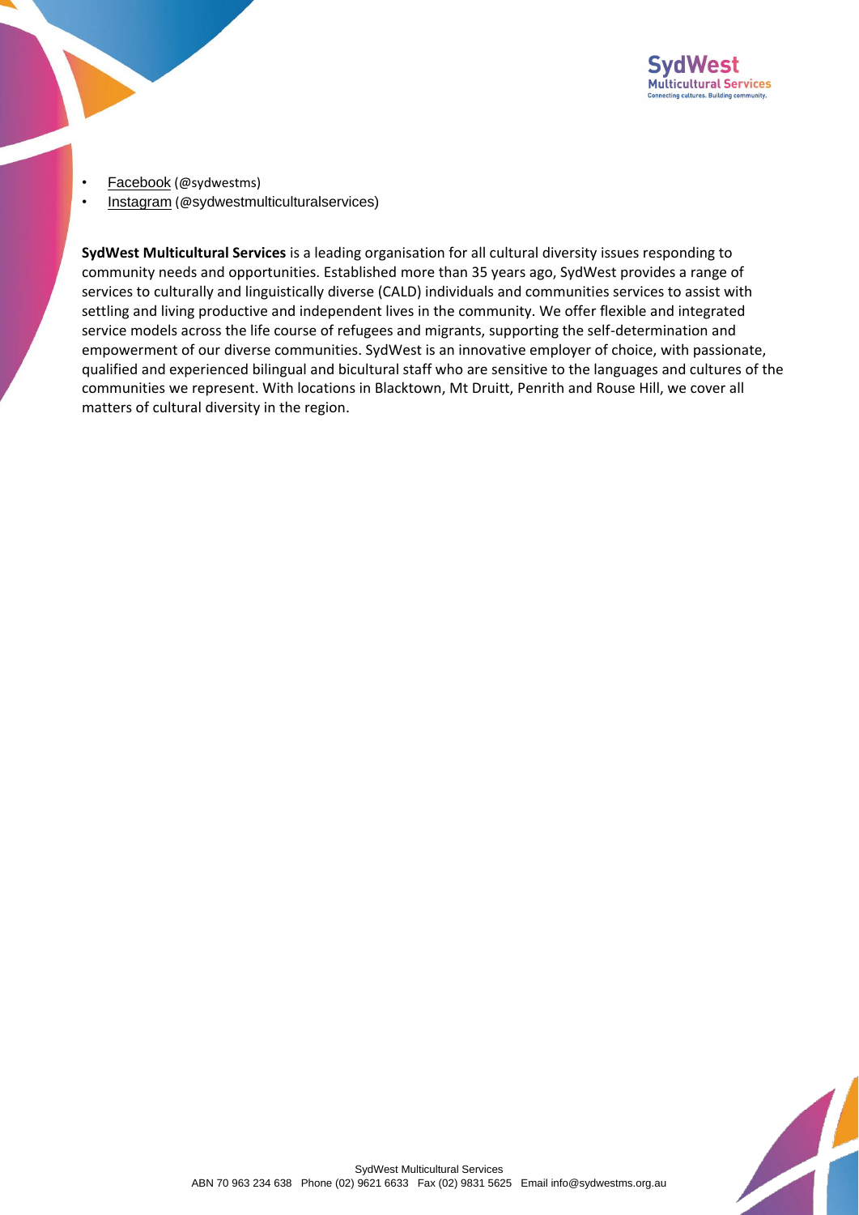- Facebook (@sydwestms)
- Instagram (@sydwestmulticulturalservices)

**SydWest Multicultural Services** is a leading organisation for all cultural diversity issues responding to community needs and opportunities. Established more than 35 years ago, SydWest provides a range of services to culturally and linguistically diverse (CALD) individuals and communities services to assist with settling and living productive and independent lives in the community. We offer flexible and integrated service models across the life course of refugees and migrants, supporting the self-determination and empowerment of our diverse communities. SydWest is an innovative employer of choice, with passionate, qualified and experienced bilingual and bicultural staff who are sensitive to the languages and cultures of the communities we represent. With locations in Blacktown, Mt Druitt, Penrith and Rouse Hill, we cover all matters of cultural diversity in the region.